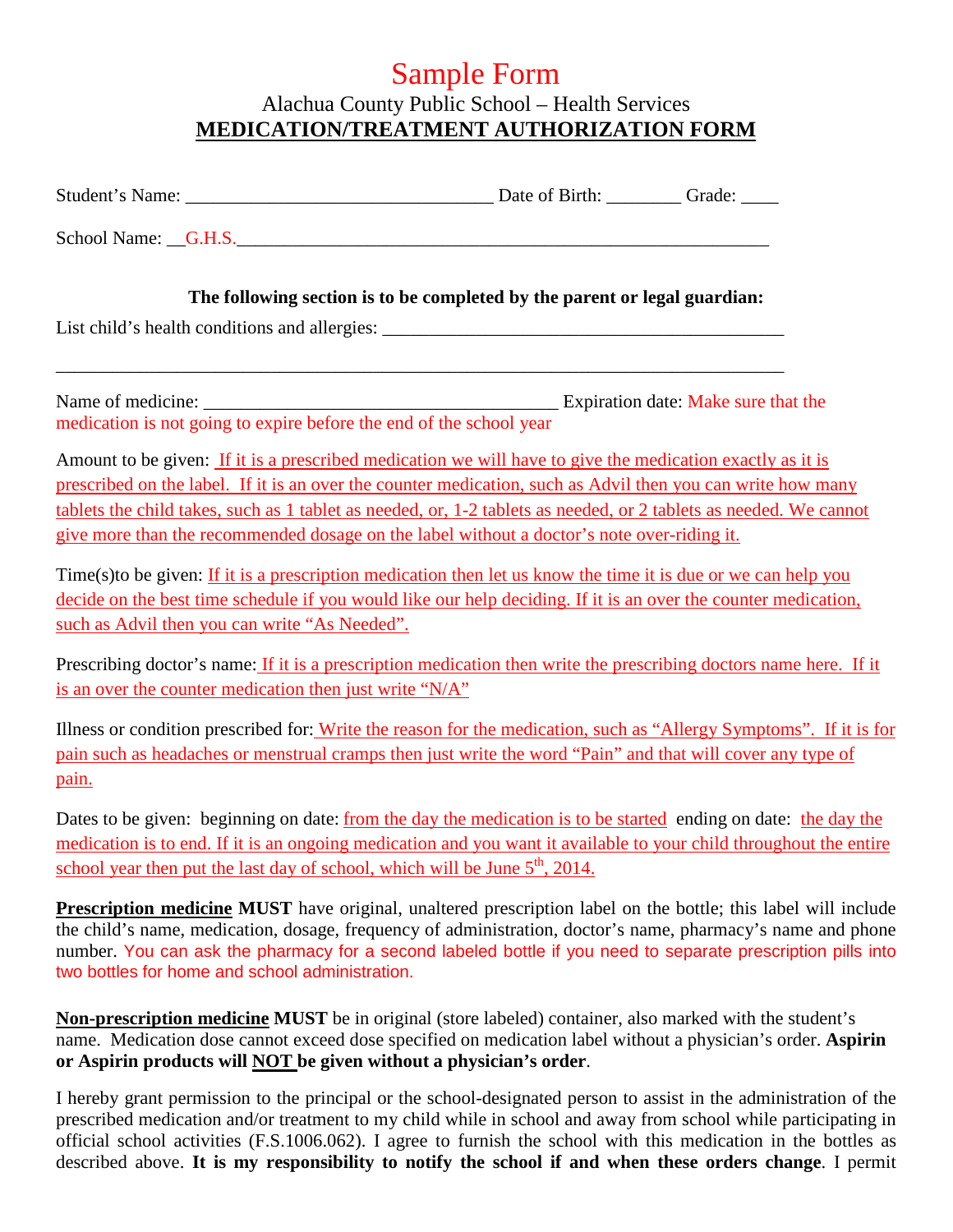# Sample Form

## Alachua County Public School – Health Services

## MEDICATION/TREATMENT AUTHORIZATION FORM

Student's Name: ________________________________ Date of Birth: ________ Grade: ____

School Name: __G.H.S.________________________________________________________

**The following section is to be completed by the parent or legal guardian:**

List child's health conditions and allergies: ____________________________________________

______________________________________________________________________________

Name of medicine: _____________________________________ Expiration date: Make sure that the medication is not going to expire before the end of the school year

Amount to be given: If it is a prescribed medication we will have to give the medication exactly as it is prescribed on the label. If it is an over the counter medication, such as Advil then you can write how many tablets the child takes, such as 1 tablet as needed, or, 1-2 tablets as needed, or 2 tablets as needed. We cannot give more than the recommended dosage on the label without a doctor's note over-riding it.

Time(s)to be given: If it is a prescription medication then let us know the time it is due or we can help you decide on the best time schedule if you would like our help deciding. If it is an over the counter medication, such as Advil then you can write "As Needed".

Prescribing doctor's name: If it is a prescription medication then write the prescribing doctors name here. If it is an over the counter medication then just write "N/A"

Illness or condition prescribed for: Write the reason for the medication, such as "Allergy Symptoms". If it is for pain such as headaches or menstrual cramps then just write the word "Pain" and that will cover any type of pain.

Dates to be given: beginning on date: from the day the medication is to be started ending on date: the day the medication is to end. If it is an ongoing medication and you want it available to your child throughout the entire school year then put the last day of school, which will be June 5th, 2014.

**Prescription medicine MUST** have original, unaltered prescription label on the bottle; this label will include the child's name, medication, dosage, frequency of administration, doctor's name, pharmacy's name and phone number. You can ask the pharmacy for a second labeled bottle if you need to separate prescription pills into two bottles for home and school administration.

**Non-prescription medicine MUST** be in original (store labeled) container, also marked with the student's name. Medication dose cannot exceed dose specified on medication label without a physician's order. **Aspirin or Aspirin products will NOT be given without a physician's order**.

I hereby grant permission to the principal or the school-designated person to assist in the administration of the prescribed medication and/or treatment to my child while in school and away from school while participating in official school activities (F.S.1006.062). I agree to furnish the school with this medication in the bottles as described above. **It is my responsibility to notify the school if and when these orders change**. I permit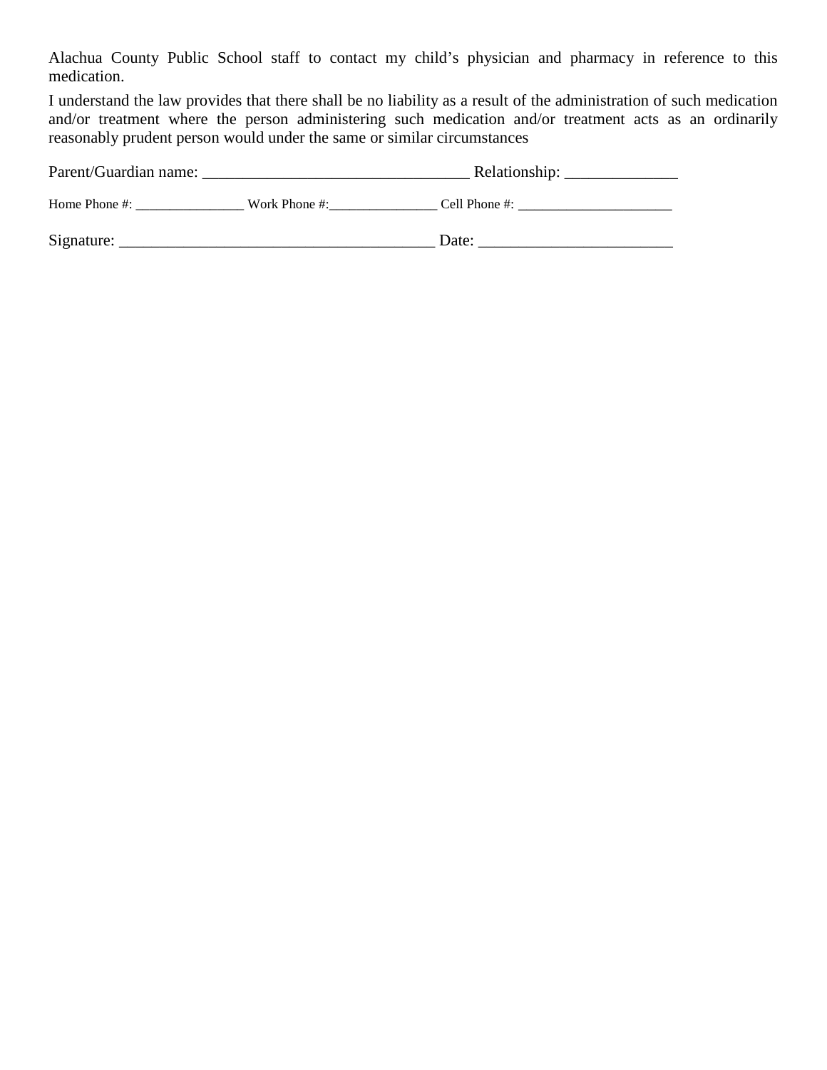Alachua County Public School staff to contact my child's physician and pharmacy in reference to this medication.

I understand the law provides that there shall be no liability as a result of the administration of such medication and/or treatment where the person administering such medication and/or treatment acts as an ordinarily reasonably prudent person would under the same or similar circumstances

Parent/Guardian name: _________________________________ Relationship: ______________

Home Phone #: ________________ Work Phone #:________________ Cell Phone #: ______________________

Signature: _______________________________________ Date: ________________________